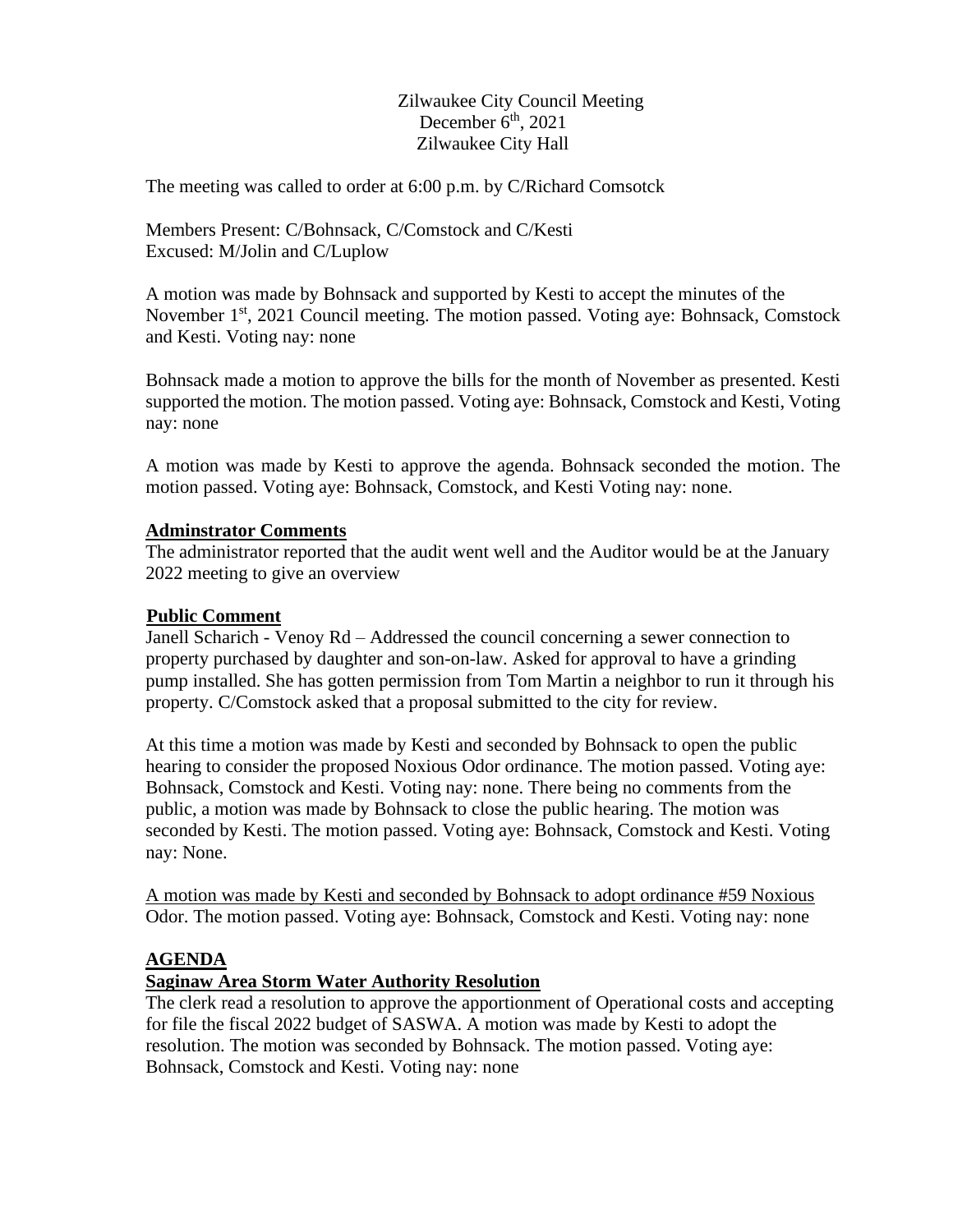Zilwaukee City Council Meeting
December 6th, 2021
Zilwaukee City Hall

The meeting was called to order at 6:00 p.m. by C/Richard Comsotck

Members Present: C/Bohnsack, C/Comstock and C/Kesti
Excused: M/Jolin and C/Luplow

A motion was made by Bohnsack and supported by Kesti to accept the minutes of the November 1st, 2021 Council meeting. The motion passed. Voting aye: Bohnsack, Comstock and Kesti. Voting nay: none

Bohnsack made a motion to approve the bills for the month of November as presented. Kesti supported the motion. The motion passed. Voting aye: Bohnsack, Comstock and Kesti, Voting nay: none

A motion was made by Kesti to approve the agenda. Bohnsack seconded the motion. The motion passed. Voting aye: Bohnsack, Comstock, and Kesti Voting nay: none.

**Adminstrator Comments**

The administrator reported that the audit went well and the Auditor would be at the January 2022 meeting to give an overview

**Public Comment**

Janell Scharich - Venoy Rd – Addressed the council concerning a sewer connection to property purchased by daughter and son-on-law. Asked for approval to have a grinding pump installed. She has gotten permission from Tom Martin a neighbor to run it through his property. C/Comstock asked that a proposal submitted to the city for review.

At this time a motion was made by Kesti and seconded by Bohnsack to open the public hearing to consider the proposed Noxious Odor ordinance. The motion passed. Voting aye: Bohnsack, Comstock and Kesti. Voting nay: none. There being no comments from the public, a motion was made by Bohnsack to close the public hearing. The motion was seconded by Kesti. The motion passed. Voting aye: Bohnsack, Comstock and Kesti. Voting nay: None.

A motion was made by Kesti and seconded by Bohnsack to adopt ordinance #59 Noxious Odor. The motion passed. Voting aye: Bohnsack, Comstock and Kesti. Voting nay: none

**AGENDA**

**Saginaw Area Storm Water Authority Resolution**

The clerk read a resolution to approve the apportionment of Operational costs and accepting for file the fiscal 2022 budget of SASWA. A motion was made by Kesti to adopt the resolution. The motion was seconded by Bohnsack. The motion passed. Voting aye: Bohnsack, Comstock and Kesti. Voting nay: none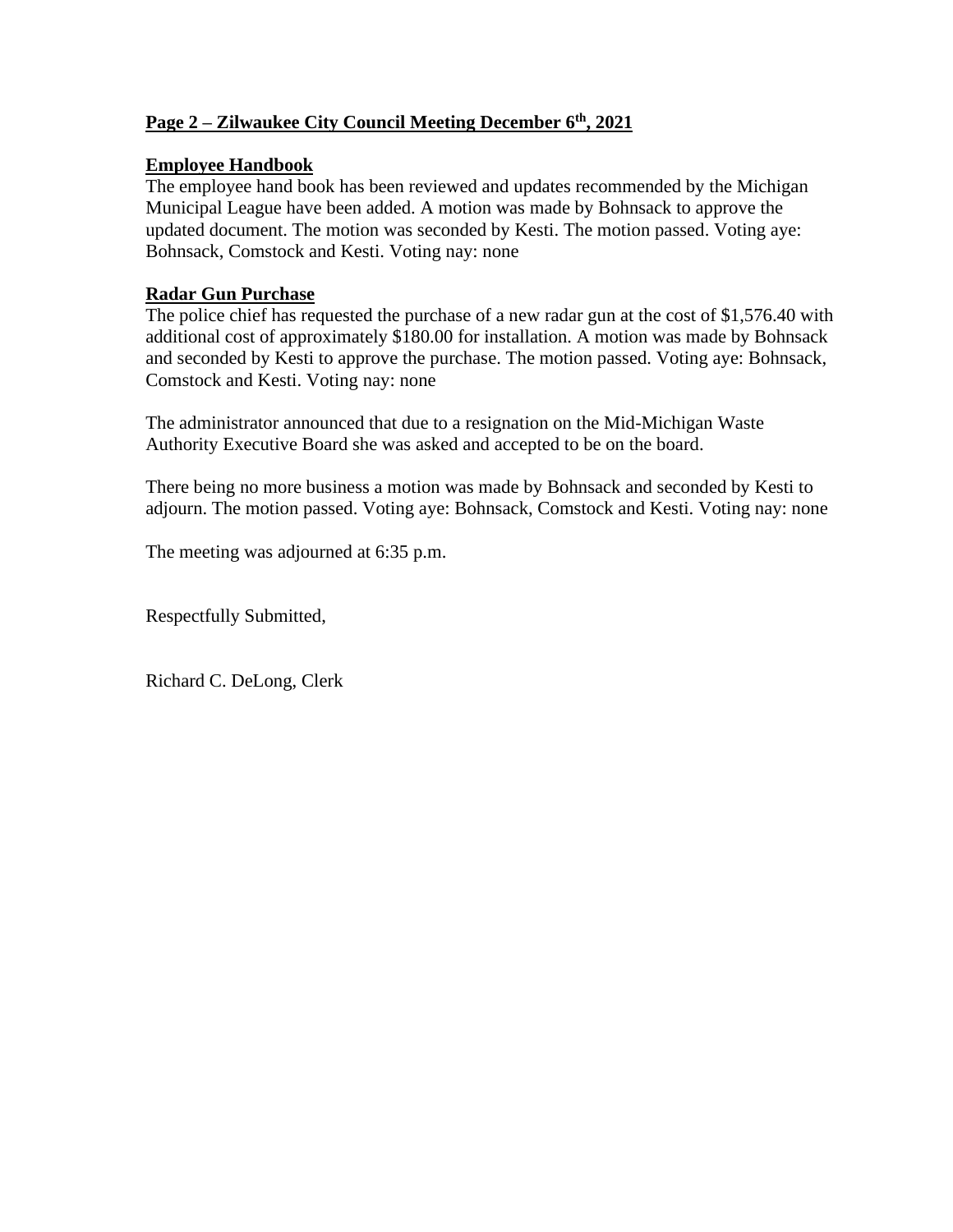**Employee Handbook**

The employee hand book has been reviewed and updates recommended by the Michigan Municipal League have been added. A motion was made by Bohnsack to approve the updated document. The motion was seconded by Kesti. The motion passed. Voting aye: Bohnsack, Comstock and Kesti. Voting nay: none

**Radar Gun Purchase**

The police chief has requested the purchase of a new radar gun at the cost of $1,576.40 with additional cost of approximately $180.00 for installation. A motion was made by Bohnsack and seconded by Kesti to approve the purchase. The motion passed. Voting aye: Bohnsack, Comstock and Kesti. Voting nay: none

The administrator announced that due to a resignation on the Mid-Michigan Waste Authority Executive Board she was asked and accepted to be on the board.

There being no more business a motion was made by Bohnsack and seconded by Kesti to adjourn. The motion passed. Voting aye: Bohnsack, Comstock and Kesti. Voting nay: none

The meeting was adjourned at 6:35 p.m.

Respectfully Submitted,

Richard C. DeLong, Clerk